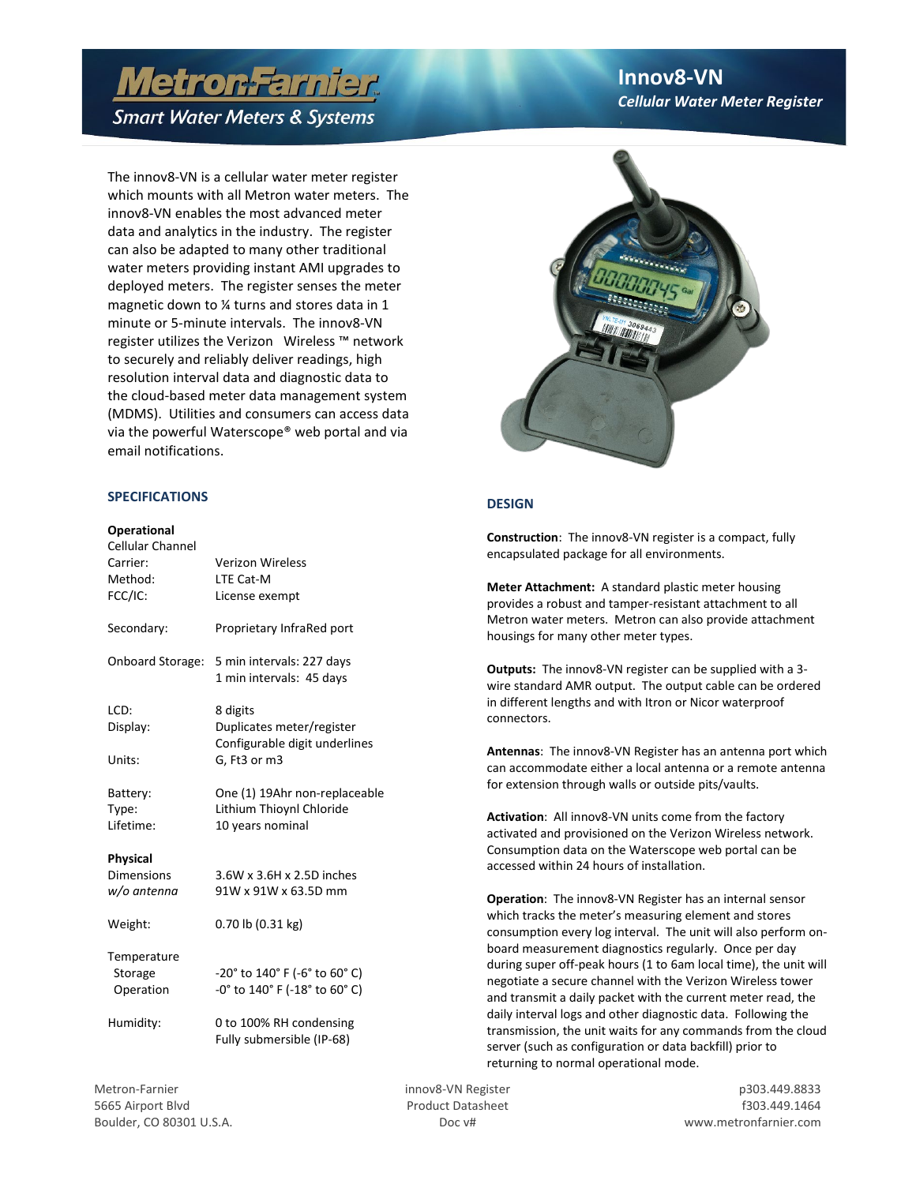# MetronFarnier

*Smart Water Meters & Systems*

## Innov8-VN

***Cellular Water Meter Register***

The innov8-VN is a cellular water meter register which mounts with all Metron water meters. The innov8-VN enables the most advanced meter data and analytics in the industry. The register can also be adapted to many other traditional water meters providing instant AMI upgrades to deployed meters. The register senses the meter magnetic down to ¼ turns and stores data in 1 minute or 5-minute intervals. The innov8-VN register utilizes the Verizon Wireless ™ network to securely and reliably deliver readings, high resolution interval data and diagnostic data to the cloud-based meter data management system (MDMS). Utilities and consumers can access data via the powerful Waterscope® web portal and via email notifications.

### SPECIFICATIONS

**Operational**

Cellular Channel

| | |
|---|---|
| Carrier: | Verizon Wireless |
| Method: | LTE Cat-M |
| FCC/IC: | License exempt |
| Secondary: | Proprietary InfraRed port |
| Onboard Storage: | 5 min intervals: 227 days<br>1 min intervals: 45 days |
| LCD: | 8 digits |
| Display: | Duplicates meter/register<br>Configurable digit underlines |
| Units: | G, Ft3 or m3 |
| Battery: | One (1) 19Ahr non-replaceable |
| Type: | Lithium Thioynl Chloride |
| Lifetime: | 10 years nominal |

**Physical**

| | |
|---|---|
| Dimensions<br>*w/o antenna* | 3.6W x 3.6H x 2.5D inches<br>91W x 91W x 63.5D mm |
| Weight: | 0.70 lb (0.31 kg) |
| Temperature | |
| Storage | -20° to 140° F (-6° to 60° C) |
| Operation | -0° to 140° F (-18° to 60° C) |
| Humidity: | 0 to 100% RH condensing<br>Fully submersible (IP-68) |

### DESIGN

**Construction**: The innov8-VN register is a compact, fully encapsulated package for all environments.

**Meter Attachment:** A standard plastic meter housing provides a robust and tamper-resistant attachment to all Metron water meters. Metron can also provide attachment housings for many other meter types.

**Outputs:** The innov8-VN register can be supplied with a 3-wire standard AMR output. The output cable can be ordered in different lengths and with Itron or Nicor waterproof connectors.

**Antennas**: The innov8-VN Register has an antenna port which can accommodate either a local antenna or a remote antenna for extension through walls or outside pits/vaults.

**Activation**: All innov8-VN units come from the factory activated and provisioned on the Verizon Wireless network. Consumption data on the Waterscope web portal can be accessed within 24 hours of installation.

**Operation**: The innov8-VN Register has an internal sensor which tracks the meter's measuring element and stores consumption every log interval. The unit will also perform on-board measurement diagnostics regularly. Once per day during super off-peak hours (1 to 6am local time), the unit will negotiate a secure channel with the Verizon Wireless tower and transmit a daily packet with the current meter read, the daily interval logs and other diagnostic data. Following the transmission, the unit waits for any commands from the cloud server (such as configuration or data backfill) prior to returning to normal operational mode.

Metron-Farnier
5665 Airport Blvd
Boulder, CO 80301 U.S.A.

innov8-VN Register
Product Datasheet
Doc v#

p303.449.8833
f303.449.1464
www.metronfarnier.com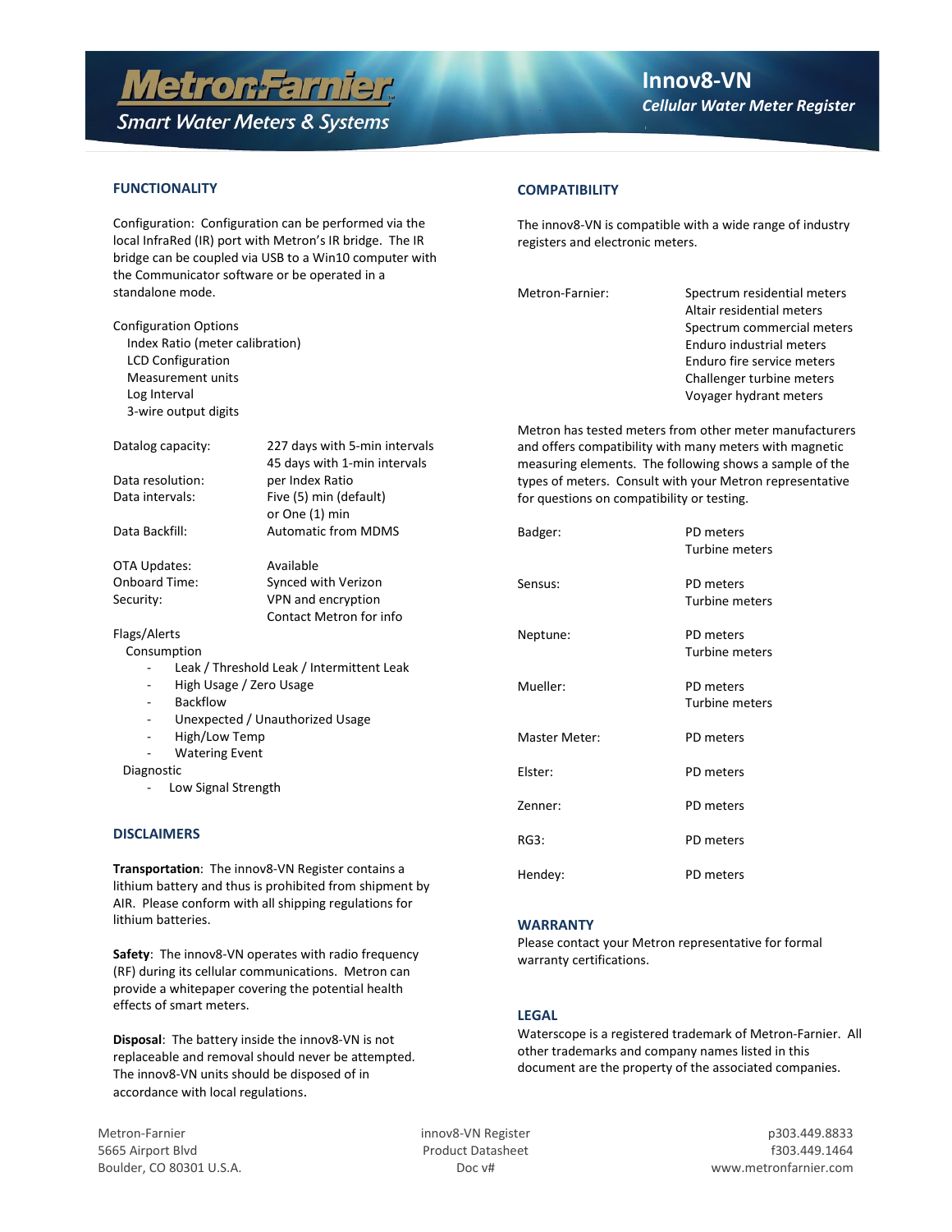# Innov8-VN

*Cellular Water Meter Register*

## FUNCTIONALITY

Configuration: Configuration can be performed via the local InfraRed (IR) port with Metron's IR bridge. The IR bridge can be coupled via USB to a Win10 computer with the Communicator software or be operated in a standalone mode.

Configuration Options
- Index Ratio (meter calibration)
- LCD Configuration
- Measurement units
- Log Interval
- 3-wire output digits

| | |
|---|---|
| Datalog capacity: | 227 days with 5-min intervals<br>45 days with 1-min intervals |
| Data resolution: | per Index Ratio |
| Data intervals: | Five (5) min (default)<br>or One (1) min |
| Data Backfill: | Automatic from MDMS |
| OTA Updates: | Available |
| Onboard Time: | Synced with Verizon |
| Security: | VPN and encryption<br>Contact Metron for info |

Flags/Alerts
- Consumption
  - Leak / Threshold Leak / Intermittent Leak
  - High Usage / Zero Usage
  - Backflow
  - Unexpected / Unauthorized Usage
  - High/Low Temp
  - Watering Event
- Diagnostic
  - Low Signal Strength

## DISCLAIMERS

**Transportation**: The innov8-VN Register contains a lithium battery and thus is prohibited from shipment by AIR. Please conform with all shipping regulations for lithium batteries.

**Safety**: The innov8-VN operates with radio frequency (RF) during its cellular communications. Metron can provide a whitepaper covering the potential health effects of smart meters.

**Disposal**: The battery inside the innov8-VN is not replaceable and removal should never be attempted. The innov8-VN units should be disposed of in accordance with local regulations.

## COMPATIBILITY

The innov8-VN is compatible with a wide range of industry registers and electronic meters.

| | |
|---|---|
| Metron-Farnier: | Spectrum residential meters<br>Altair residential meters<br>Spectrum commercial meters<br>Enduro industrial meters<br>Enduro fire service meters<br>Challenger turbine meters<br>Voyager hydrant meters |

Metron has tested meters from other meter manufacturers and offers compatibility with many meters with magnetic measuring elements. The following shows a sample of the types of meters. Consult with your Metron representative for questions on compatibility or testing.

| | |
|---|---|
| Badger: | PD meters<br>Turbine meters |
| Sensus: | PD meters<br>Turbine meters |
| Neptune: | PD meters<br>Turbine meters |
| Mueller: | PD meters<br>Turbine meters |
| Master Meter: | PD meters |
| Elster: | PD meters |
| Zenner: | PD meters |
| RG3: | PD meters |
| Hendey: | PD meters |

## WARRANTY

Please contact your Metron representative for formal warranty certifications.

## LEGAL

Waterscope is a registered trademark of Metron-Farnier. All other trademarks and company names listed in this document are the property of the associated companies.